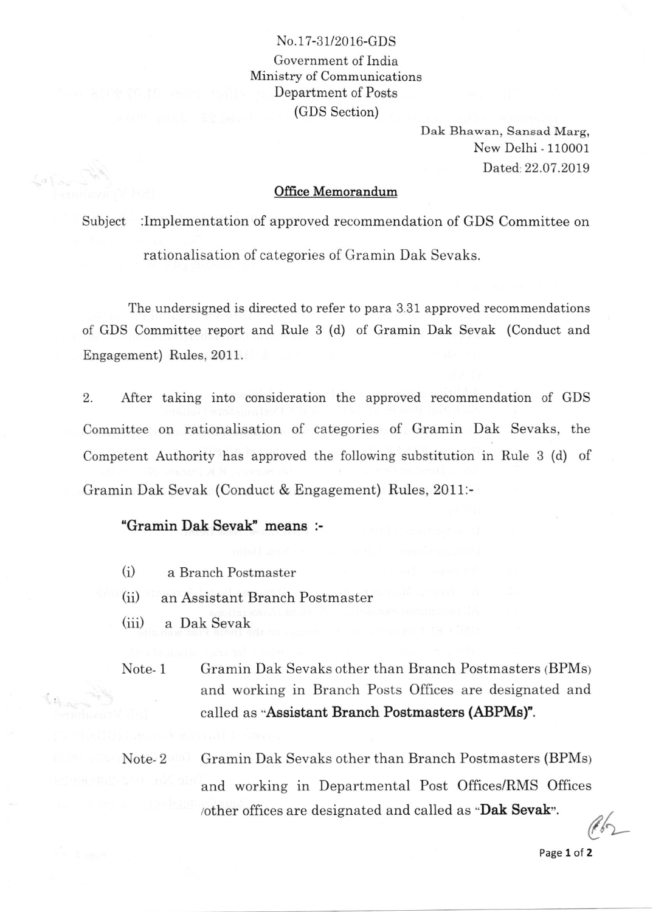No.17-31/2016-GDS

Government of India

Ministry of Communications

Department of Posts

(GDS Section)

Dak Bhawan, Sansad Marg,
New Delhi - 110001

Dated: 22.07.2019

## Office Memorandum

Subject :Implementation of approved recommendation of GDS Committee on rationalisation of categories of Gramin Dak Sevaks.

The undersigned is directed to refer to para 3.31 approved recommendations of GDS Committee report and Rule 3 (d) of Gramin Dak Sevak (Conduct and Engagement) Rules, 2011.

2. After taking into consideration the approved recommendation of GDS Committee on rationalisation of categories of Gramin Dak Sevaks, the Competent Authority has approved the following substitution in Rule 3 (d) of Gramin Dak Sevak (Conduct & Engagement) Rules, 2011:-

**"Gramin Dak Sevak" means :-**

(i) a Branch Postmaster

(ii) an Assistant Branch Postmaster

(iii) a Dak Sevak

Note- 1 Gramin Dak Sevaks other than Branch Postmasters (BPMs) and working in Branch Posts Offices are designated and called as "**Assistant Branch Postmasters (ABPMs)**".

Note- 2 Gramin Dak Sevaks other than Branch Postmasters (BPMs) and working in Departmental Post Offices/RMS Offices /other offices are designated and called as "**Dak Sevak**".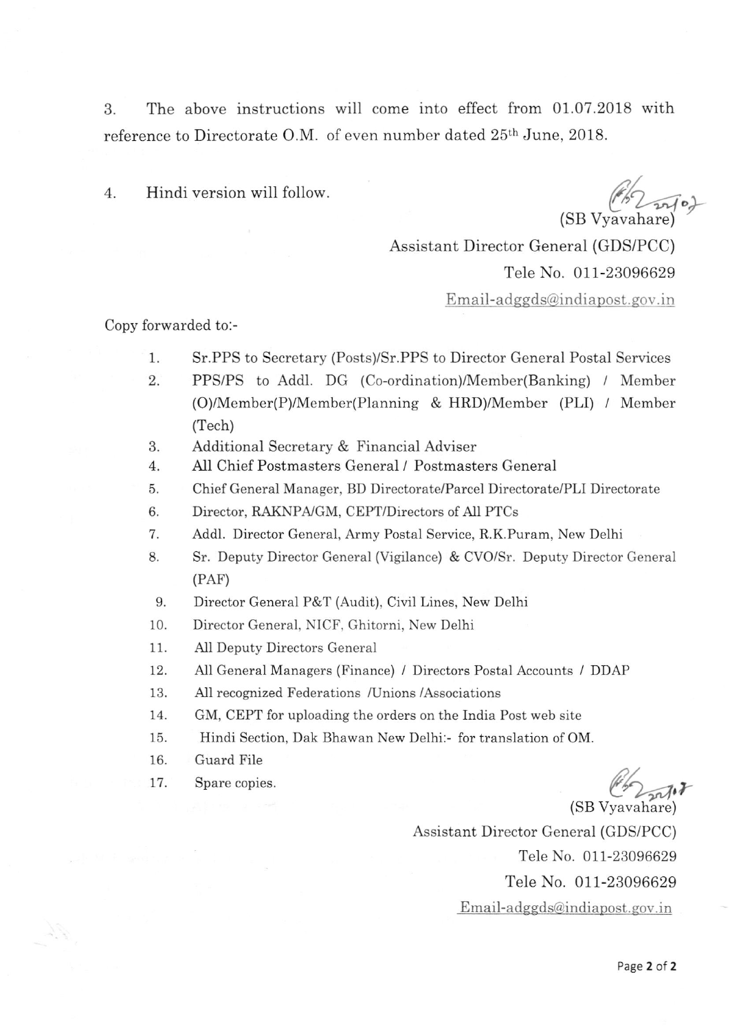3. The above instructions will come into effect from 01.07.2018 with reference to Directorate O.M. of even number dated 25th June, 2018.

4. Hindi version will follow.

(SB Vyavahare)
Assistant Director General (GDS/PCC)
Tele No. 011-23096629
Email-adggds@indiapost.gov.in

Copy forwarded to:-

1. Sr.PPS to Secretary (Posts)/Sr.PPS to Director General Postal Services
2. PPS/PS to Addl. DG (Co-ordination)/Member(Banking) / Member (O)/Member(P)/Member(Planning & HRD)/Member (PLI) / Member (Tech)
3. Additional Secretary & Financial Adviser
4. All Chief Postmasters General / Postmasters General
5. Chief General Manager, BD Directorate/Parcel Directorate/PLI Directorate
6. Director, RAKNPA/GM, CEPT/Directors of All PTCs
7. Addl. Director General, Army Postal Service, R.K.Puram, New Delhi
8. Sr. Deputy Director General (Vigilance) & CVO/Sr. Deputy Director General (PAF)
9. Director General P&T (Audit), Civil Lines, New Delhi
10. Director General, NICF, Ghitorni, New Delhi
11. All Deputy Directors General
12. All General Managers (Finance) / Directors Postal Accounts / DDAP
13. All recognized Federations /Unions /Associations
14. GM, CEPT for uploading the orders on the India Post web site
15. Hindi Section, Dak Bhawan New Delhi:- for translation of OM.
16. Guard File
17. Spare copies.

(SB Vyavahare)
Assistant Director General (GDS/PCC)
Tele No. 011-23096629
Tele No. 011-23096629
Email-adggds@indiapost.gov.in